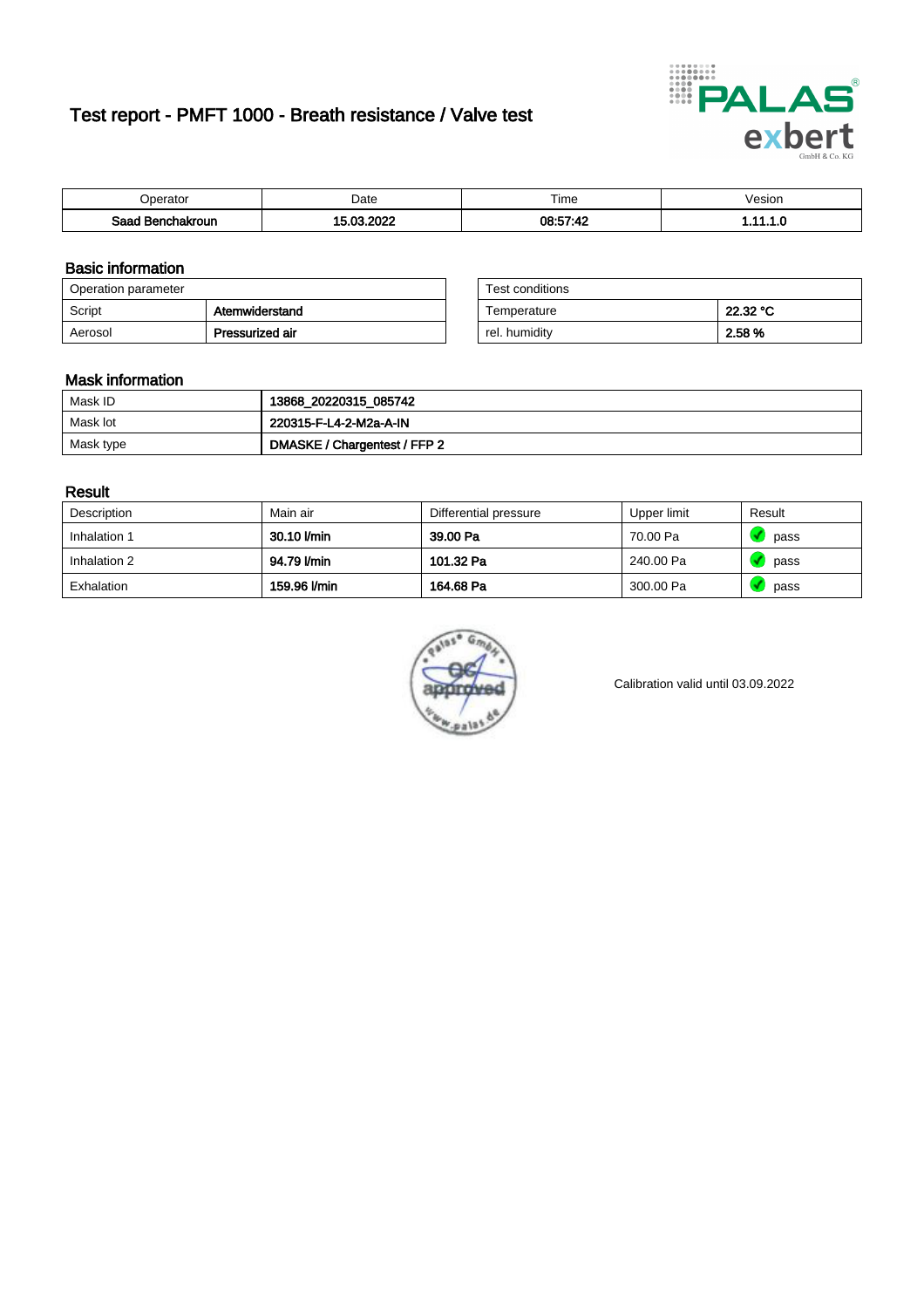# Test report - PMFT 1000 - Breath resistance / Valve test

| Operator | Date | Time | Vesion |
|---|---|---|---|
| **Saad Benchakroun** | **15.03.2022** | **08:57:42** | **1.11.1.0** |

## Basic information

| Operation parameter | |
|---|---|
| Script | **Atemwiderstand** |
| Aerosol | **Pressurized air** |

| Test conditions | |
|---|---|
| Temperature | **22.32 °C** |
| rel. humidity | **2.58 %** |

## Mask information

| | |
|---|---|
| Mask ID | **13868_20220315_085742** |
| Mask lot | **220315-F-L4-2-M2a-A-IN** |
| Mask type | **DMASKE / Chargentest / FFP 2** |

## Result

| Description | Main air | Differential pressure | Upper limit | Result |
|---|---|---|---|---|
| Inhalation 1 | **30.10 l/min** | **39.00 Pa** | 70.00 Pa | pass |
| Inhalation 2 | **94.79 l/min** | **101.32 Pa** | 240.00 Pa | pass |
| Exhalation | **159.96 l/min** | **164.68 Pa** | 300.00 Pa | pass |

Calibration valid until 03.09.2022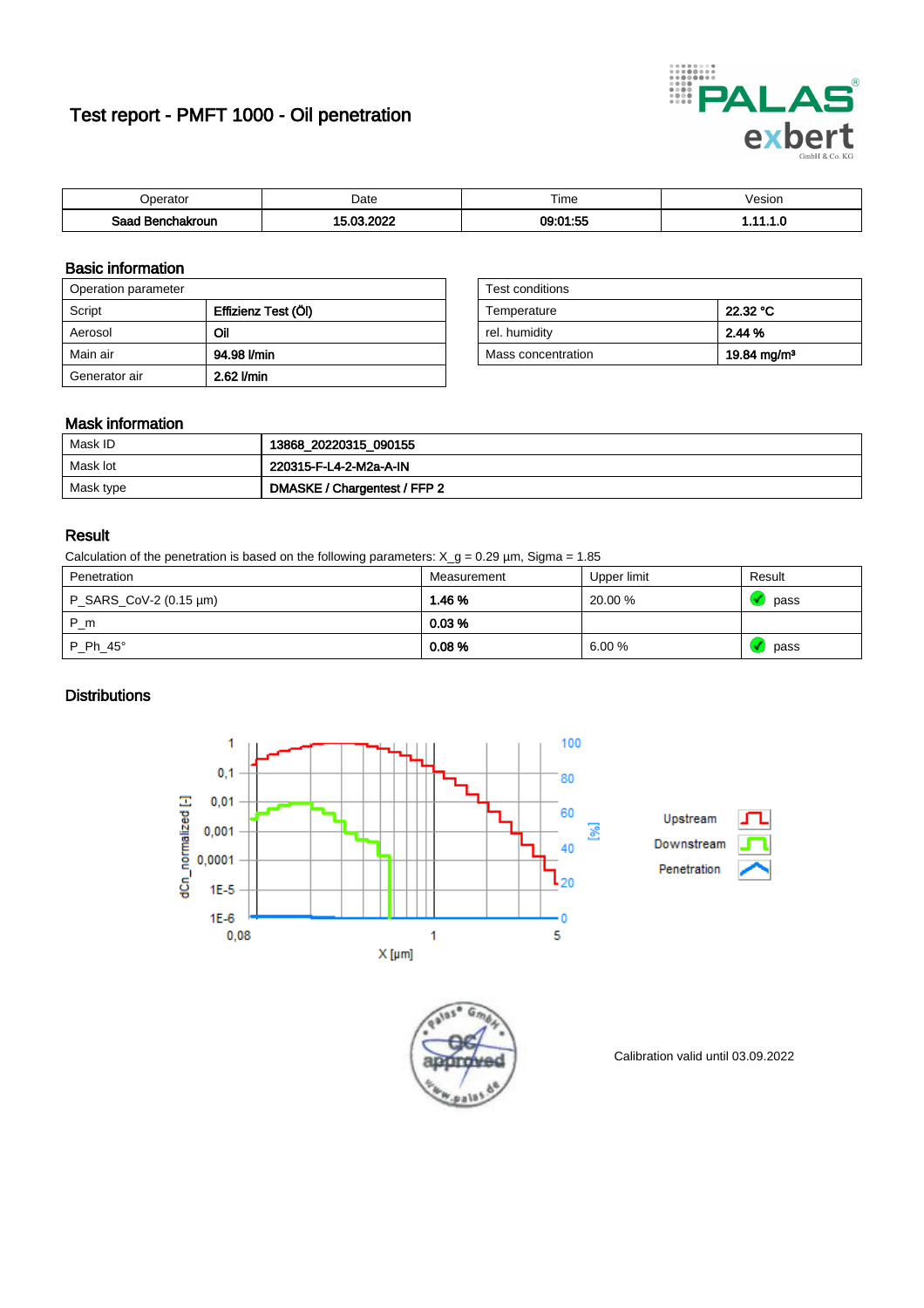# Test report - PMFT 1000 - Oil penetration

| Operator | Date | Time | Vesion |
| --- | --- | --- | --- |
| **Saad Benchakroun** | **15.03.2022** | **09:01:55** | **1.11.1.0** |

## Basic information

| Operation parameter | |
| --- | --- |
| Script | **Effizienz Test (Öl)** |
| Aerosol | **Oil** |
| Main air | **94.98 l/min** |
| Generator air | **2.62 l/min** |

| Test conditions | |
| --- | --- |
| Temperature | **22.32 °C** |
| rel. humidity | **2.44 %** |
| Mass concentration | **19.84 mg/m³** |

## Mask information

| | |
| --- | --- |
| Mask ID | **13868_20220315_090155** |
| Mask lot | **220315-F-L4-2-M2a-A-IN** |
| Mask type | **DMASKE / Chargentest / FFP 2** |

## Result

Calculation of the penetration is based on the following parameters: X_g = 0.29 µm, Sigma = 1.85

| Penetration | Measurement | Upper limit | Result |
| --- | --- | --- | --- |
| P_SARS_CoV-2 (0.15 µm) | **1.46 %** | 20.00 % | pass |
| P_m | **0.03 %** | | |
| P_Ph_45° | **0.08 %** | 6.00 % | pass |

## Distributions

dCn_normalized [-]
1
0,1
0,01
0,001
0,0001
1E-5
1E-6
0,08
1
5
X [µm]
[%]
100
80
60
40
20
0
Upstream
Downstream
Penetration

QC approved
Palas® GmbH
www.palas.de

Calibration valid until 03.09.2022